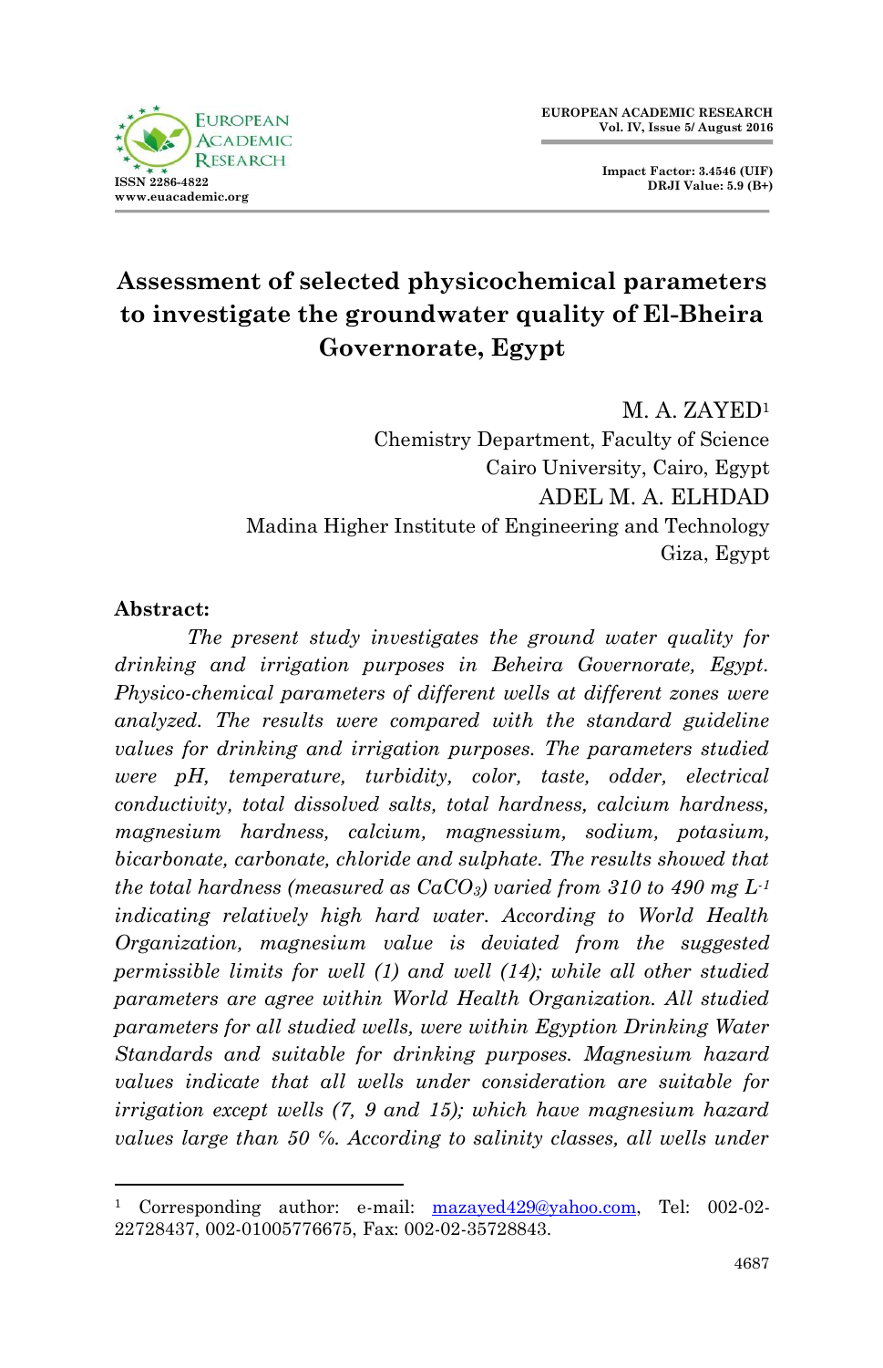# Assessment of selected physicochemical parameters to investigate the groundwater quality of El-Bheira Governorate, Egypt

M. A. ZAYED[1]
Chemistry Department, Faculty of Science
Cairo University, Cairo, Egypt

ADEL M. A. ELHDAD
Madina Higher Institute of Engineering and Technology
Giza, Egypt

**Abstract:**

*The present study investigates the ground water quality for drinking and irrigation purposes in Beheira Governorate, Egypt. Physico-chemical parameters of different wells at different zones were analyzed. The results were compared with the standard guideline values for drinking and irrigation purposes. The parameters studied were pH, temperature, turbidity, color, taste, odder, electrical conductivity, total dissolved salts, total hardness, calcium hardness, magnesium hardness, calcium, magnessium, sodium, potasium, bicarbonate, carbonate, chloride and sulphate. The results showed that the total hardness (measured as $CaCO_3$) varied from 310 to 490 mg $L^{-1}$ indicating relatively high hard water. According to World Health Organization, magnesium value is deviated from the suggested permissible limits for well (1) and well (14); while all other studied parameters are agree within World Health Organization. All studied parameters for all studied wells, were within Egyption Drinking Water Standards and suitable for drinking purposes. Magnesium hazard values indicate that all wells under consideration are suitable for irrigation except wells (7, 9 and 15); which have magnesium hazard values large than 50 %. According to salinity classes, all wells under*

---

[1] Corresponding author: e-mail: mazayed429@yahoo.com, Tel: 002-02-22728437, 002-01005776675, Fax: 002-02-35728843.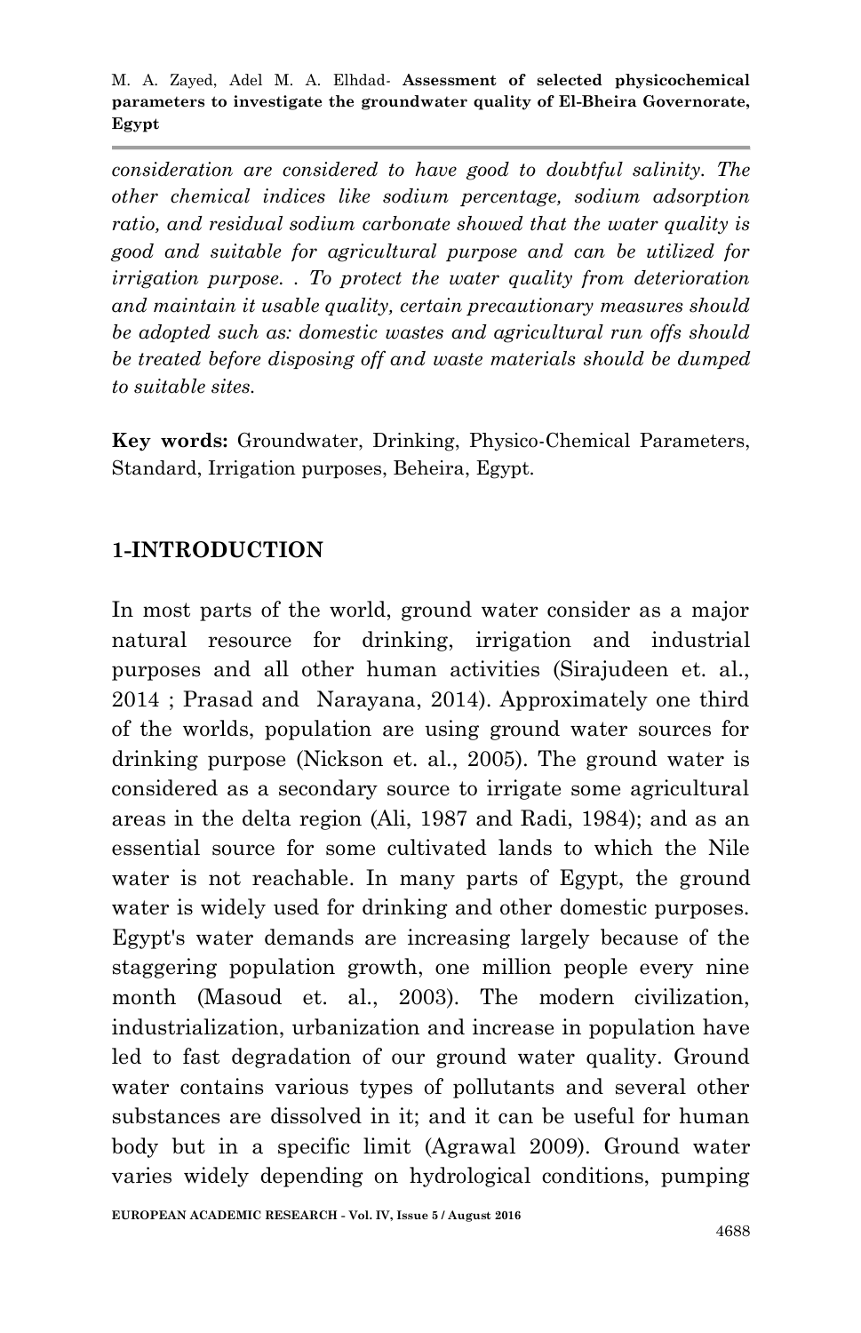*consideration are considered to have good to doubtful salinity. The other chemical indices like sodium percentage, sodium adsorption ratio, and residual sodium carbonate showed that the water quality is good and suitable for agricultural purpose and can be utilized for irrigation purpose. . To protect the water quality from deterioration and maintain it usable quality, certain precautionary measures should be adopted such as: domestic wastes and agricultural run offs should be treated before disposing off and waste materials should be dumped to suitable sites.*

**Key words:** Groundwater, Drinking, Physico-Chemical Parameters, Standard, Irrigation purposes, Beheira, Egypt.

## 1-INTRODUCTION

In most parts of the world, ground water consider as a major natural resource for drinking, irrigation and industrial purposes and all other human activities (Sirajudeen et. al., 2014 ; Prasad and Narayana, 2014). Approximately one third of the worlds, population are using ground water sources for drinking purpose (Nickson et. al., 2005). The ground water is considered as a secondary source to irrigate some agricultural areas in the delta region (Ali, 1987 and Radi, 1984); and as an essential source for some cultivated lands to which the Nile water is not reachable. In many parts of Egypt, the ground water is widely used for drinking and other domestic purposes. Egypt's water demands are increasing largely because of the staggering population growth, one million people every nine month (Masoud et. al., 2003). The modern civilization, industrialization, urbanization and increase in population have led to fast degradation of our ground water quality. Ground water contains various types of pollutants and several other substances are dissolved in it; and it can be useful for human body but in a specific limit (Agrawal 2009). Ground water varies widely depending on hydrological conditions, pumping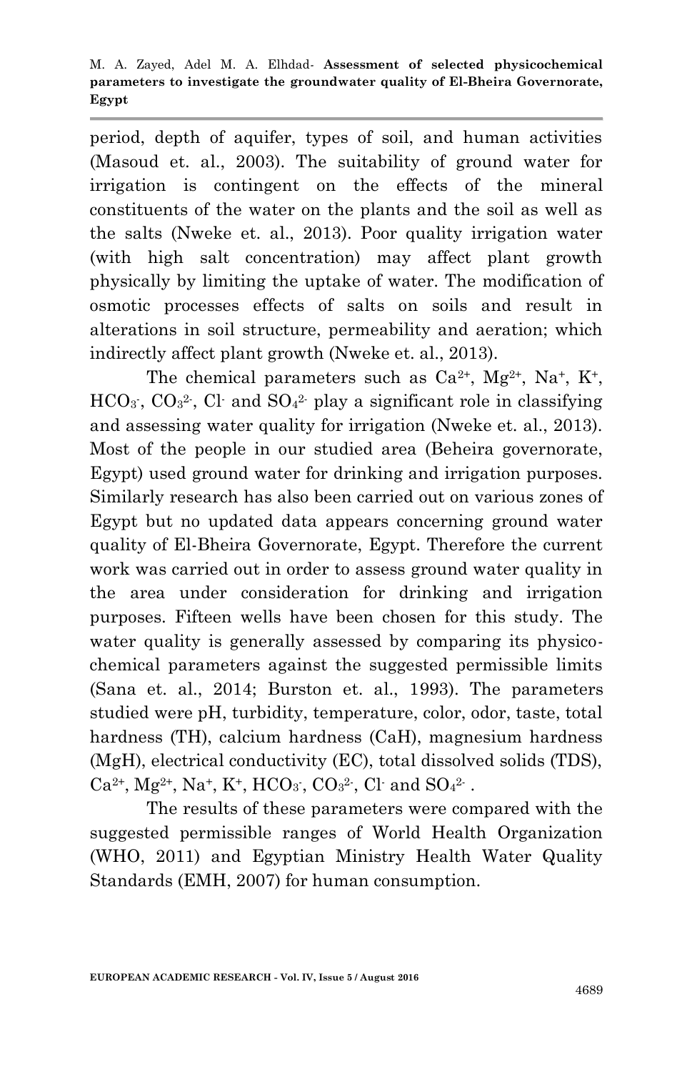period, depth of aquifer, types of soil, and human activities (Masoud et. al., 2003). The suitability of ground water for irrigation is contingent on the effects of the mineral constituents of the water on the plants and the soil as well as the salts (Nweke et. al., 2013). Poor quality irrigation water (with high salt concentration) may affect plant growth physically by limiting the uptake of water. The modification of osmotic processes effects of salts on soils and result in alterations in soil structure, permeability and aeration; which indirectly affect plant growth (Nweke et. al., 2013).

The chemical parameters such as $Ca^{2+}$, $Mg^{2+}$, $Na^{+}$, $K^{+}$, $HCO_3^{-}$, $CO_3^{2-}$, $Cl^{-}$ and $SO_4^{2-}$ play a significant role in classifying and assessing water quality for irrigation (Nweke et. al., 2013). Most of the people in our studied area (Beheira governorate, Egypt) used ground water for drinking and irrigation purposes. Similarly research has also been carried out on various zones of Egypt but no updated data appears concerning ground water quality of El-Bheira Governorate, Egypt. Therefore the current work was carried out in order to assess ground water quality in the area under consideration for drinking and irrigation purposes. Fifteen wells have been chosen for this study. The water quality is generally assessed by comparing its physico-chemical parameters against the suggested permissible limits (Sana et. al., 2014; Burston et. al., 1993). The parameters studied were pH, turbidity, temperature, color, odor, taste, total hardness (TH), calcium hardness (CaH), magnesium hardness (MgH), electrical conductivity (EC), total dissolved solids (TDS), $Ca^{2+}$, $Mg^{2+}$, $Na^{+}$, $K^{+}$, $HCO_3^{-}$, $CO_3^{2-}$, $Cl^{-}$ and $SO_4^{2-}$ .

The results of these parameters were compared with the suggested permissible ranges of World Health Organization (WHO, 2011) and Egyptian Ministry Health Water Quality Standards (EMH, 2007) for human consumption.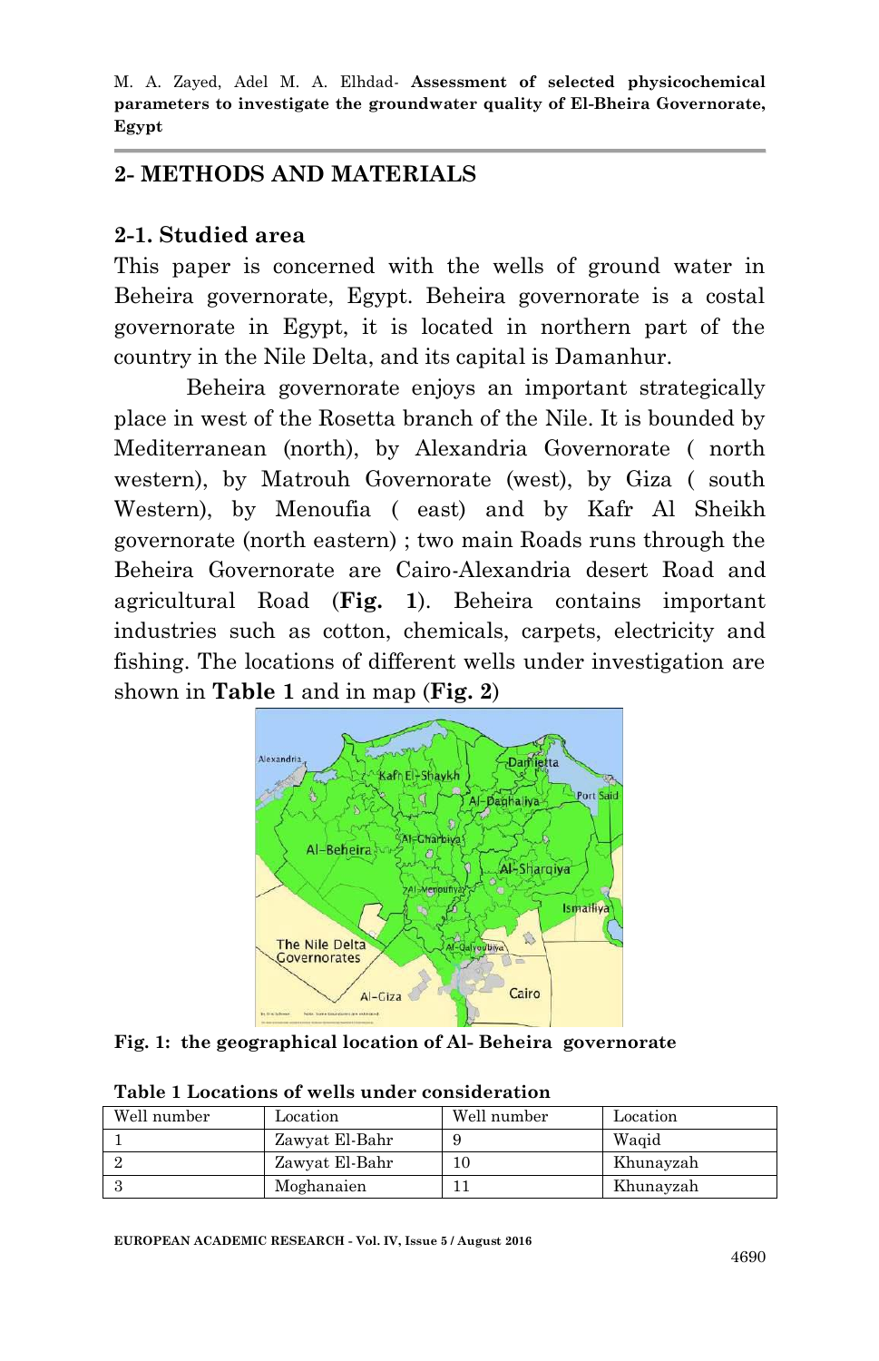## 2- METHODS AND MATERIALS

### 2-1. Studied area

This paper is concerned with the wells of ground water in Beheira governorate, Egypt. Beheira governorate is a costal governorate in Egypt, it is located in northern part of the country in the Nile Delta, and its capital is Damanhur.

Beheira governorate enjoys an important strategically place in west of the Rosetta branch of the Nile. It is bounded by Mediterranean (north), by Alexandria Governorate ( north western), by Matrouh Governorate (west), by Giza ( south Western), by Menoufia ( east) and by Kafr Al Sheikh governorate (north eastern) ; two main Roads runs through the Beheira Governorate are Cairo-Alexandria desert Road and agricultural Road (**Fig. 1**). Beheira contains important industries such as cotton, chemicals, carpets, electricity and fishing. The locations of different wells under investigation are shown in **Table 1** and in map (**Fig. 2**)

**Fig. 1: the geographical location of Al- Beheira governorate**

**Table 1 Locations of wells under consideration**

| Well number | Location | Well number | Location |
|---|---|---|---|
| 1 | Zawyat El-Bahr | 9 | Waqid |
| 2 | Zawyat El-Bahr | 10 | Khunayzah |
| 3 | Moghanaien | 11 | Khunayzah |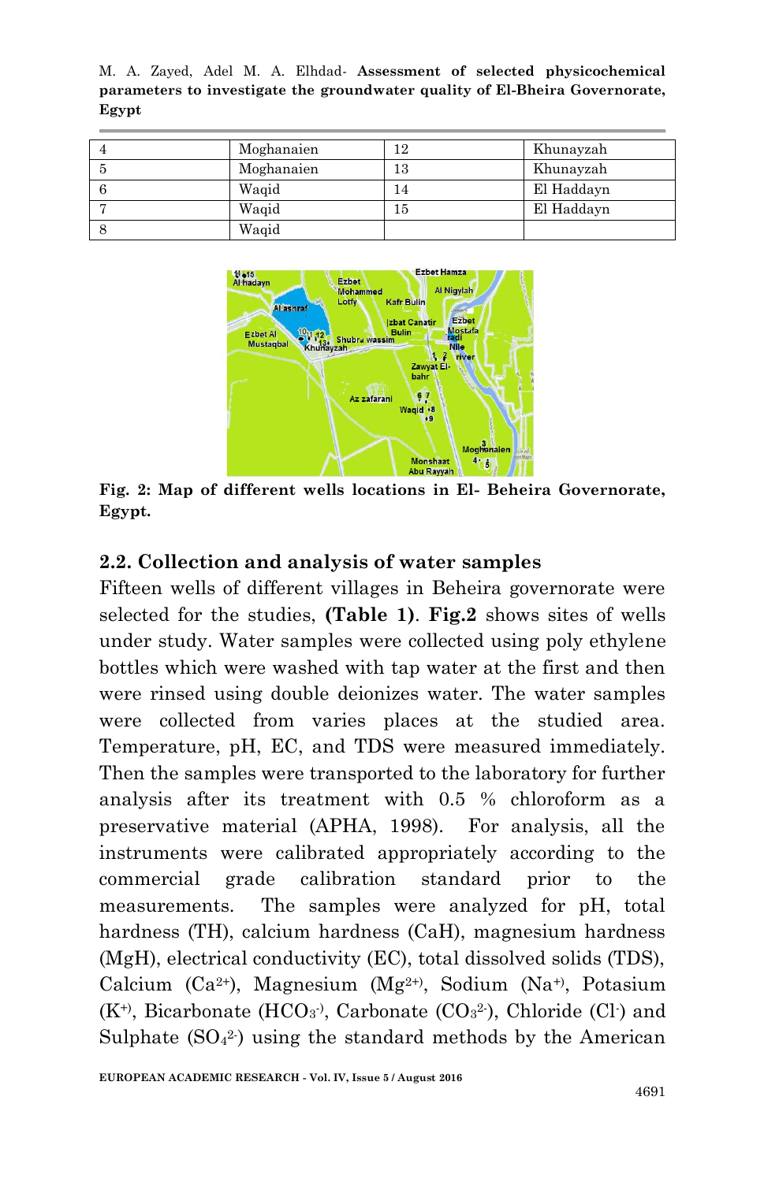| 4 | Moghanaien | 12 | Khunayzah |
|---|---|---|---|
| 5 | Moghanaien | 13 | Khunayzah |
| 6 | Waqid | 14 | El Haddayn |
| 7 | Waqid | 15 | El Haddayn |
| 8 | Waqid | | |

**Fig. 2: Map of different wells locations in El- Beheira Governorate, Egypt.**

## 2.2. Collection and analysis of water samples

Fifteen wells of different villages in Beheira governorate were selected for the studies, **(Table 1)**. **Fig.2** shows sites of wells under study. Water samples were collected using poly ethylene bottles which were washed with tap water at the first and then were rinsed using double deionizes water. The water samples were collected from varies places at the studied area. Temperature, pH, EC, and TDS were measured immediately. Then the samples were transported to the laboratory for further analysis after its treatment with 0.5 % chloroform as a preservative material (APHA, 1998). For analysis, all the instruments were calibrated appropriately according to the commercial grade calibration standard prior to the measurements. The samples were analyzed for pH, total hardness (TH), calcium hardness (CaH), magnesium hardness (MgH), electrical conductivity (EC), total dissolved solids (TDS), Calcium ($Ca^{2+}$), Magnesium ($Mg^{2+}$), Sodium ($Na^{+}$), Potassium ($K^{+}$), Bicarbonate ($HCO_3^{-}$), Carbonate ($CO_3^{2-}$), Chloride ($Cl^{-}$) and Sulphate ($SO_4^{2-}$) using the standard methods by the American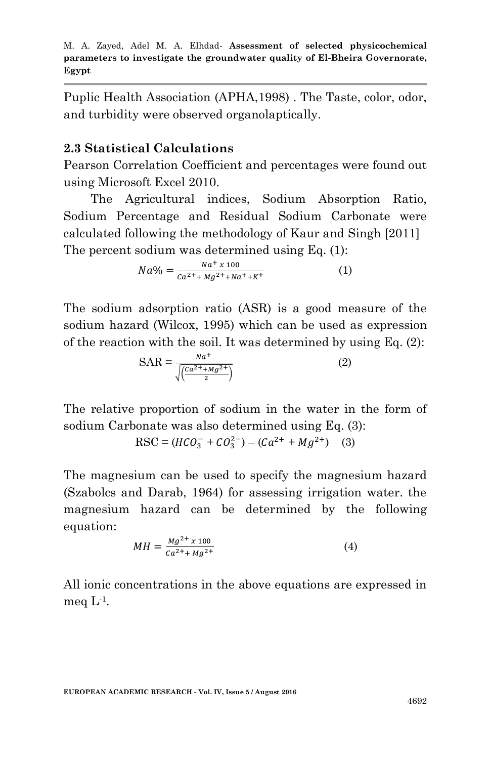Puplic Health Association (APHA,1998) . The Taste, color, odor, and turbidity were observed organolaptically.

### 2.3 Statistical Calculations

Pearson Correlation Coefficient and percentages were found out using Microsoft Excel 2010.

The Agricultural indices, Sodium Absorption Ratio, Sodium Percentage and Residual Sodium Carbonate were calculated following the methodology of Kaur and Singh [2011] The percent sodium was determined using Eq. (1):

$$Na\% = \frac{Na^{+}\ x\ 100}{Ca^{2+} + Mg^{2+} + Na^{+} + K^{+}} \quad (1)$$

The sodium adsorption ratio (ASR) is a good measure of the sodium hazard (Wilcox, 1995) which can be used as expression of the reaction with the soil. It was determined by using Eq. (2):

$$\text{SAR} = \frac{Na^{+}}{\sqrt{\left(\frac{Ca^{2+} + Mg^{2+}}{2}\right)}} \quad (2)$$

The relative proportion of sodium in the water in the form of sodium Carbonate was also determined using Eq. (3):

$$\text{RSC} = (HCO_3^{-} + CO_3^{2-}) - (Ca^{2+} + Mg^{2+}) \quad (3)$$

The magnesium can be used to specify the magnesium hazard (Szabolcs and Darab, 1964) for assessing irrigation water. the magnesium hazard can be determined by the following equation:

$$MH = \frac{Mg^{2+}\ x\ 100}{Ca^{2+} + Mg^{2+}} \quad (4)$$

All ionic concentrations in the above equations are expressed in meq $L^{-1}$.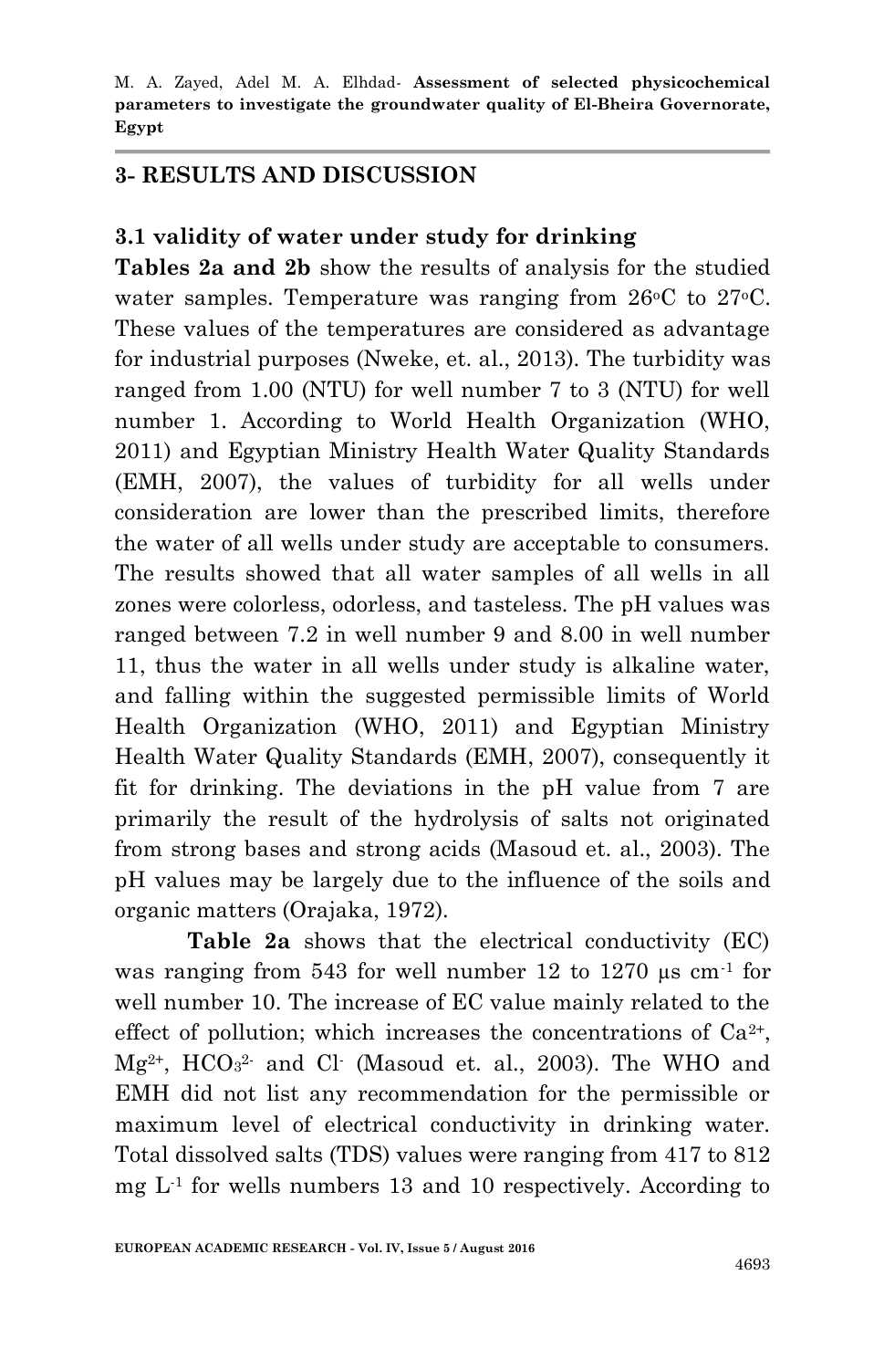## 3- RESULTS AND DISCUSSION

### 3.1 validity of water under study for drinking

**Tables 2a and 2b** show the results of analysis for the studied water samples. Temperature was ranging from 26°C to 27°C. These values of the temperatures are considered as advantage for industrial purposes (Nweke, et. al., 2013). The turbidity was ranged from 1.00 (NTU) for well number 7 to 3 (NTU) for well number 1. According to World Health Organization (WHO, 2011) and Egyptian Ministry Health Water Quality Standards (EMH, 2007), the values of turbidity for all wells under consideration are lower than the prescribed limits, therefore the water of all wells under study are acceptable to consumers. The results showed that all water samples of all wells in all zones were colorless, odorless, and tasteless. The pH values was ranged between 7.2 in well number 9 and 8.00 in well number 11, thus the water in all wells under study is alkaline water, and falling within the suggested permissible limits of World Health Organization (WHO, 2011) and Egyptian Ministry Health Water Quality Standards (EMH, 2007), consequently it fit for drinking. The deviations in the pH value from 7 are primarily the result of the hydrolysis of salts not originated from strong bases and strong acids (Masoud et. al., 2003). The pH values may be largely due to the influence of the soils and organic matters (Orajaka, 1972).

**Table 2a** shows that the electrical conductivity (EC) was ranging from 543 for well number 12 to 1270 µs cm$^{-1}$ for well number 10. The increase of EC value mainly related to the effect of pollution; which increases the concentrations of $Ca^{2+}$, $Mg^{2+}$, $HCO_3^{2-}$ and $Cl^-$ (Masoud et. al., 2003). The WHO and EMH did not list any recommendation for the permissible or maximum level of electrical conductivity in drinking water. Total dissolved salts (TDS) values were ranging from 417 to 812 mg L$^{-1}$ for wells numbers 13 and 10 respectively. According to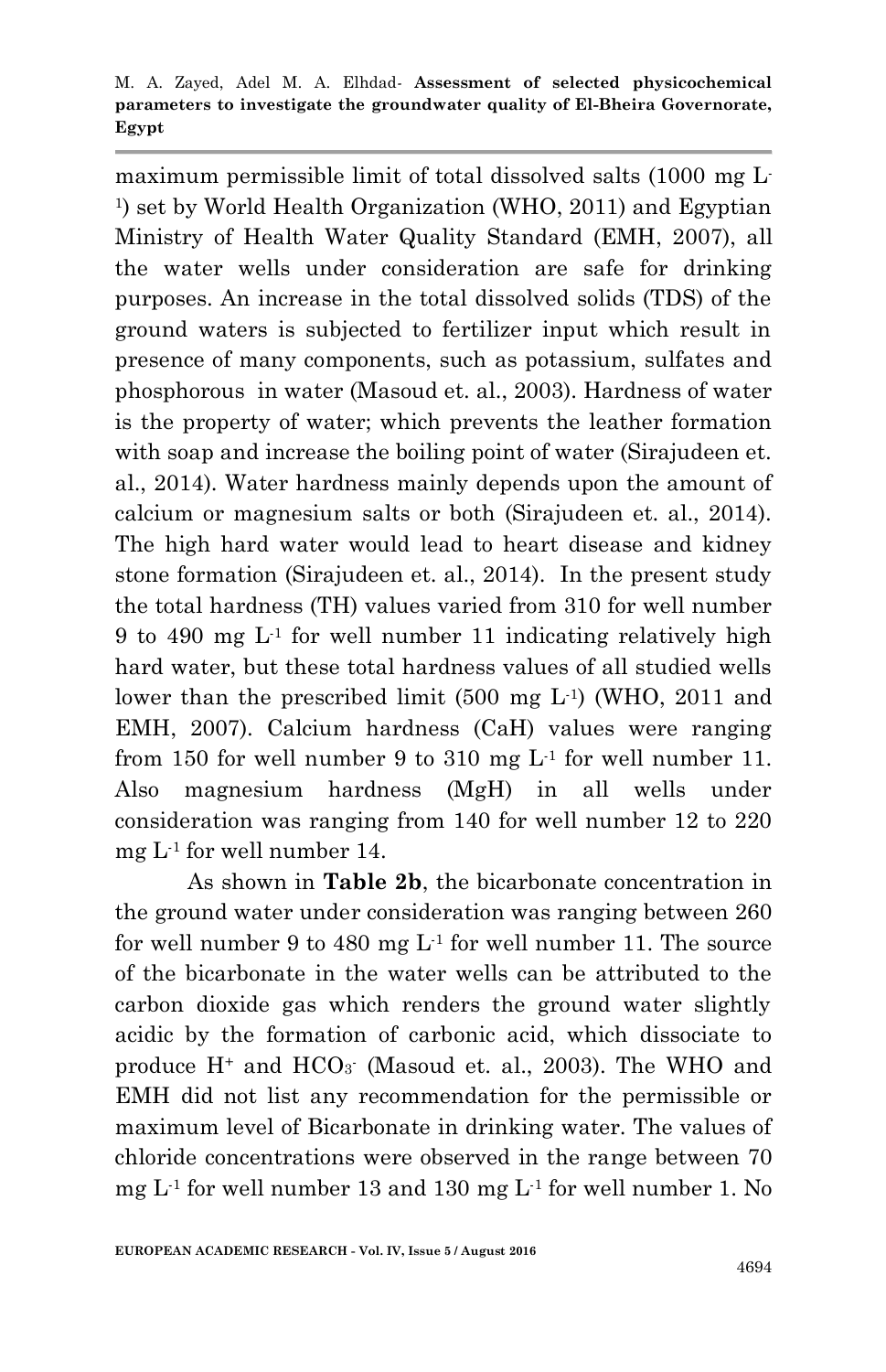maximum permissible limit of total dissolved salts (1000 mg $L^{-1}$) set by World Health Organization (WHO, 2011) and Egyptian Ministry of Health Water Quality Standard (EMH, 2007), all the water wells under consideration are safe for drinking purposes. An increase in the total dissolved solids (TDS) of the ground waters is subjected to fertilizer input which result in presence of many components, such as potassium, sulfates and phosphorous in water (Masoud et. al., 2003). Hardness of water is the property of water; which prevents the leather formation with soap and increase the boiling point of water (Sirajudeen et. al., 2014). Water hardness mainly depends upon the amount of calcium or magnesium salts or both (Sirajudeen et. al., 2014). The high hard water would lead to heart disease and kidney stone formation (Sirajudeen et. al., 2014). In the present study the total hardness (TH) values varied from 310 for well number 9 to 490 mg $L^{-1}$ for well number 11 indicating relatively high hard water, but these total hardness values of all studied wells lower than the prescribed limit (500 mg $L^{-1}$) (WHO, 2011 and EMH, 2007). Calcium hardness (CaH) values were ranging from 150 for well number 9 to 310 mg $L^{-1}$ for well number 11. Also magnesium hardness (MgH) in all wells under consideration was ranging from 140 for well number 12 to 220 mg $L^{-1}$ for well number 14.

As shown in **Table 2b**, the bicarbonate concentration in the ground water under consideration was ranging between 260 for well number 9 to 480 mg $L^{-1}$ for well number 11. The source of the bicarbonate in the water wells can be attributed to the carbon dioxide gas which renders the ground water slightly acidic by the formation of carbonic acid, which dissociate to produce $H^+$ and $HCO_3^-$ (Masoud et. al., 2003). The WHO and EMH did not list any recommendation for the permissible or maximum level of Bicarbonate in drinking water. The values of chloride concentrations were observed in the range between 70 mg $L^{-1}$ for well number 13 and 130 mg $L^{-1}$ for well number 1. No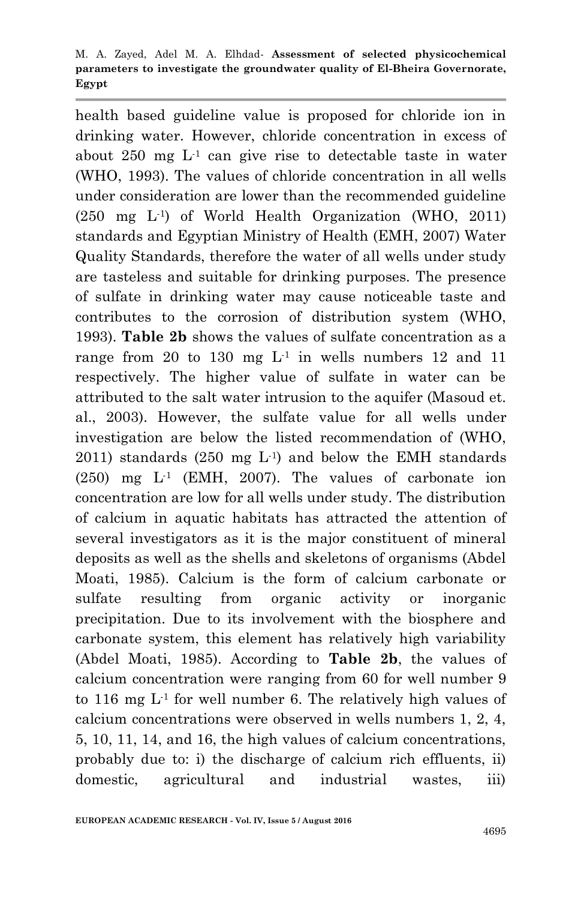health based guideline value is proposed for chloride ion in drinking water. However, chloride concentration in excess of about 250 mg $L^{-1}$ can give rise to detectable taste in water (WHO, 1993). The values of chloride concentration in all wells under consideration are lower than the recommended guideline (250 mg $L^{-1}$) of World Health Organization (WHO, 2011) standards and Egyptian Ministry of Health (EMH, 2007) Water Quality Standards, therefore the water of all wells under study are tasteless and suitable for drinking purposes. The presence of sulfate in drinking water may cause noticeable taste and contributes to the corrosion of distribution system (WHO, 1993). **Table 2b** shows the values of sulfate concentration as a range from 20 to 130 mg $L^{-1}$ in wells numbers 12 and 11 respectively. The higher value of sulfate in water can be attributed to the salt water intrusion to the aquifer (Masoud et. al., 2003). However, the sulfate value for all wells under investigation are below the listed recommendation of (WHO, 2011) standards (250 mg $L^{-1}$) and below the EMH standards (250) mg $L^{-1}$ (EMH, 2007). The values of carbonate ion concentration are low for all wells under study. The distribution of calcium in aquatic habitats has attracted the attention of several investigators as it is the major constituent of mineral deposits as well as the shells and skeletons of organisms (Abdel Moati, 1985). Calcium is the form of calcium carbonate or sulfate resulting from organic activity or inorganic precipitation. Due to its involvement with the biosphere and carbonate system, this element has relatively high variability (Abdel Moati, 1985). According to **Table 2b**, the values of calcium concentration were ranging from 60 for well number 9 to 116 mg $L^{-1}$ for well number 6. The relatively high values of calcium concentrations were observed in wells numbers 1, 2, 4, 5, 10, 11, 14, and 16, the high values of calcium concentrations, probably due to: i) the discharge of calcium rich effluents, ii) domestic, agricultural and industrial wastes, iii)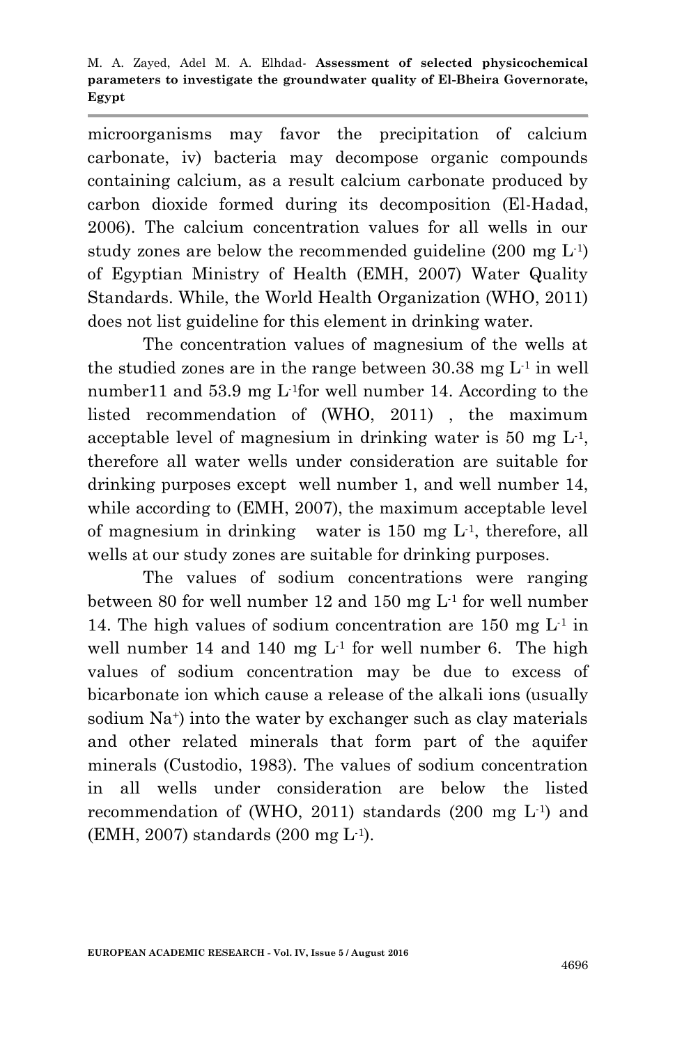microorganisms may favor the precipitation of calcium carbonate, iv) bacteria may decompose organic compounds containing calcium, as a result calcium carbonate produced by carbon dioxide formed during its decomposition (El-Hadad, 2006). The calcium concentration values for all wells in our study zones are below the recommended guideline (200 mg $L^{-1}$) of Egyptian Ministry of Health (EMH, 2007) Water Quality Standards. While, the World Health Organization (WHO, 2011) does not list guideline for this element in drinking water.

The concentration values of magnesium of the wells at the studied zones are in the range between 30.38 mg $L^{-1}$ in well number11 and 53.9 mg $L^{-1}$for well number 14. According to the listed recommendation of (WHO, 2011) , the maximum acceptable level of magnesium in drinking water is 50 mg $L^{-1}$, therefore all water wells under consideration are suitable for drinking purposes except well number 1, and well number 14, while according to (EMH, 2007), the maximum acceptable level of magnesium in drinking water is 150 mg $L^{-1}$, therefore, all wells at our study zones are suitable for drinking purposes.

The values of sodium concentrations were ranging between 80 for well number 12 and 150 mg $L^{-1}$ for well number 14. The high values of sodium concentration are 150 mg $L^{-1}$ in well number 14 and 140 mg $L^{-1}$ for well number 6. The high values of sodium concentration may be due to excess of bicarbonate ion which cause a release of the alkali ions (usually sodium $Na^{+}$) into the water by exchanger such as clay materials and other related minerals that form part of the aquifer minerals (Custodio, 1983). The values of sodium concentration in all wells under consideration are below the listed recommendation of (WHO, 2011) standards (200 mg $L^{-1}$) and (EMH, 2007) standards (200 mg $L^{-1}$).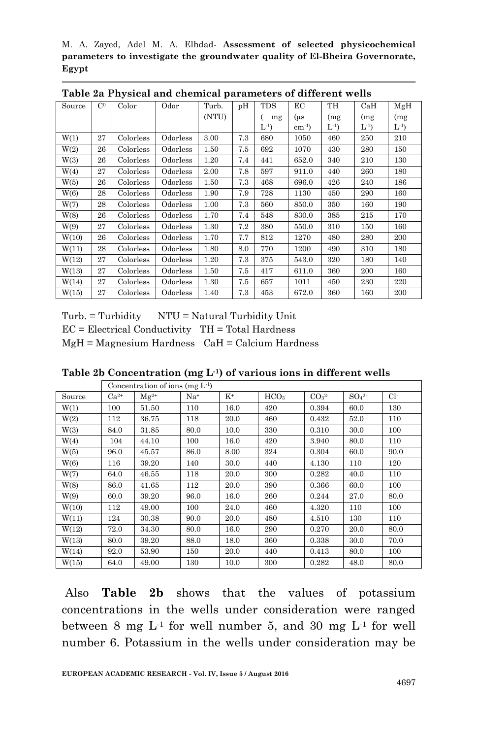**Table 2a Physical and chemical parameters of different wells**

| Source | $C^0$ | Color | Odor | Turb. (NTU) | pH | TDS ( mg $L^{-1}$) | EC (µs $cm^{-1}$) | TH (mg $L^{-1}$) | CaH (mg $L^{-1}$) | MgH (mg $L^{-1}$) |
|---|---|---|---|---|---|---|---|---|---|---|
| W(1) | 27 | Colorless | Odorless | 3.00 | 7.3 | 680 | 1050 | 460 | 250 | 210 |
| W(2) | 26 | Colorless | Odorless | 1.50 | 7.5 | 692 | 1070 | 430 | 280 | 150 |
| W(3) | 26 | Colorless | Odorless | 1.20 | 7.4 | 441 | 652.0 | 340 | 210 | 130 |
| W(4) | 27 | Colorless | Odorless | 2.00 | 7.8 | 597 | 911.0 | 440 | 260 | 180 |
| W(5) | 26 | Colorless | Odorless | 1.50 | 7.3 | 468 | 696.0 | 426 | 240 | 186 |
| W(6) | 28 | Colorless | Odorless | 1.90 | 7.9 | 728 | 1130 | 450 | 290 | 160 |
| W(7) | 28 | Colorless | Odorless | 1.00 | 7.3 | 560 | 850.0 | 350 | 160 | 190 |
| W(8) | 26 | Colorless | Odorless | 1.70 | 7.4 | 548 | 830.0 | 385 | 215 | 170 |
| W(9) | 27 | Colorless | Odorless | 1.30 | 7.2 | 380 | 550.0 | 310 | 150 | 160 |
| W(10) | 26 | Colorless | Odorless | 1.70 | 7.7 | 812 | 1270 | 480 | 280 | 200 |
| W(11) | 28 | Colorless | Odorless | 1.80 | 8.0 | 770 | 1200 | 490 | 310 | 180 |
| W(12) | 27 | Colorless | Odorless | 1.20 | 7.3 | 375 | 543.0 | 320 | 180 | 140 |
| W(13) | 27 | Colorless | Odorless | 1.50 | 7.5 | 417 | 611.0 | 360 | 200 | 160 |
| W(14) | 27 | Colorless | Odorless | 1.30 | 7.5 | 657 | 1011 | 450 | 230 | 220 |
| W(15) | 27 | Colorless | Odorless | 1.40 | 7.3 | 453 | 672.0 | 360 | 160 | 200 |

Turb. = Turbidity NTU = Natural Turbidity Unit
EC = Electrical Conductivity TH = Total Hardness
MgH = Magnesium Hardness CaH = Calcium Hardness

**Table 2b Concentration (mg $L^{-1}$) of various ions in different wells**

| | Concentration of ions (mg $L^{-1}$) | | | | | | | |
|---|---|---|---|---|---|---|---|---|
| Source | $Ca^{2+}$ | $Mg^{2+}$ | $Na^{+}$ | $K^{+}$ | $HCO_3^-$ | $CO_3^{2-}$ | $SO_4^{2-}$ | $Cl^-$ |
| W(1) | 100 | 51.50 | 110 | 16.0 | 420 | 0.394 | 60.0 | 130 |
| W(2) | 112 | 36.75 | 118 | 20.0 | 460 | 0.432 | 52.0 | 110 |
| W(3) | 84.0 | 31.85 | 80.0 | 10.0 | 330 | 0.310 | 30.0 | 100 |
| W(4) | 104 | 44.10 | 100 | 16.0 | 420 | 3.940 | 80.0 | 110 |
| W(5) | 96.0 | 45.57 | 86.0 | 8.00 | 324 | 0.304 | 60.0 | 90.0 |
| W(6) | 116 | 39.20 | 140 | 30.0 | 440 | 4.130 | 110 | 120 |
| W(7) | 64.0 | 46.55 | 118 | 20.0 | 300 | 0.282 | 40.0 | 110 |
| W(8) | 86.0 | 41.65 | 112 | 20.0 | 390 | 0.366 | 60.0 | 100 |
| W(9) | 60.0 | 39.20 | 96.0 | 16.0 | 260 | 0.244 | 27.0 | 80.0 |
| W(10) | 112 | 49.00 | 100 | 24.0 | 460 | 4.320 | 110 | 100 |
| W(11) | 124 | 30.38 | 90.0 | 20.0 | 480 | 4.510 | 130 | 110 |
| W(12) | 72.0 | 34.30 | 80.0 | 16.0 | 290 | 0.270 | 20.0 | 80.0 |
| W(13) | 80.0 | 39.20 | 88.0 | 18.0 | 360 | 0.338 | 30.0 | 70.0 |
| W(14) | 92.0 | 53.90 | 150 | 20.0 | 440 | 0.413 | 80.0 | 100 |
| W(15) | 64.0 | 49.00 | 130 | 10.0 | 300 | 0.282 | 48.0 | 80.0 |

Also **Table 2b** shows that the values of potassium concentrations in the wells under consideration were ranged between 8 mg $L^{-1}$ for well number 5, and 30 mg $L^{-1}$ for well number 6. Potassium in the wells under consideration may be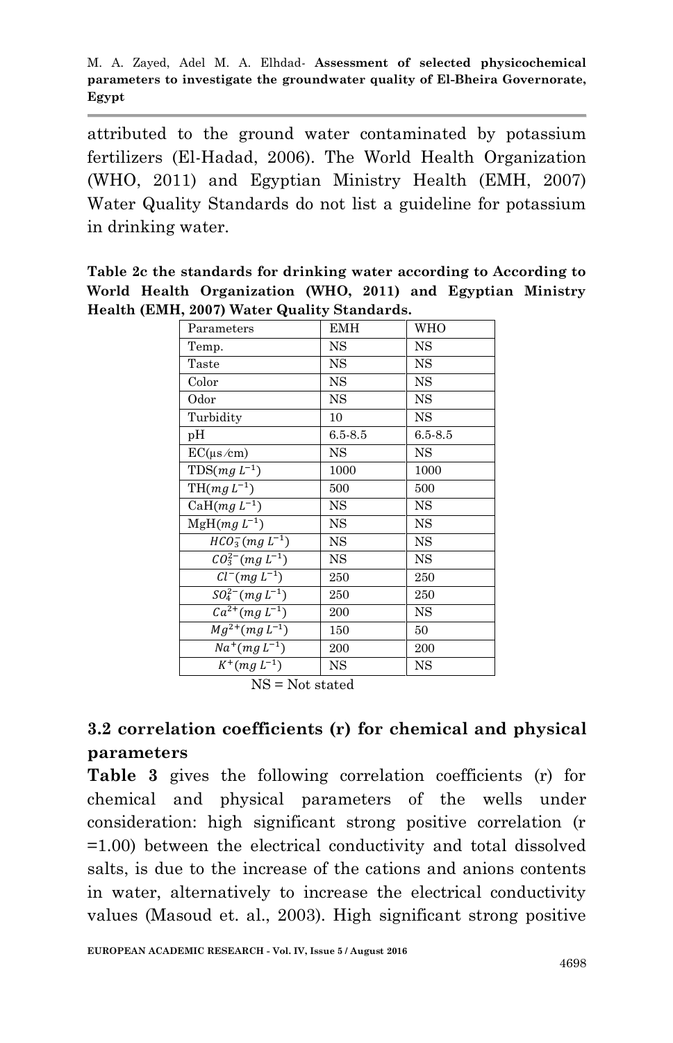attributed to the ground water contaminated by potassium fertilizers (El-Hadad, 2006). The World Health Organization (WHO, 2011) and Egyptian Ministry Health (EMH, 2007) Water Quality Standards do not list a guideline for potassium in drinking water.

**Table 2c the standards for drinking water according to According to World Health Organization (WHO, 2011) and Egyptian Ministry Health (EMH, 2007) Water Quality Standards.**

| Parameters | EMH | WHO |
|---|---|---|
| Temp. | NS | NS |
| Taste | NS | NS |
| Color | NS | NS |
| Odor | NS | NS |
| Turbidity | 10 | NS |
| pH | 6.5-8.5 | 6.5-8.5 |
| EC(μs/cm) | NS | NS |
| TDS($mg\ L^{-1}$) | 1000 | 1000 |
| TH($mg\ L^{-1}$) | 500 | 500 |
| CaH($mg\ L^{-1}$) | NS | NS |
| MgH($mg\ L^{-1}$) | NS | NS |
| $HCO_3^{-}(mg\ L^{-1})$ | NS | NS |
| $CO_3^{2-}(mg\ L^{-1})$ | NS | NS |
| $Cl^{-}(mg\ L^{-1})$ | 250 | 250 |
| $SO_4^{2-}(mg\ L^{-1})$ | 250 | 250 |
| $Ca^{2+}(mg\ L^{-1})$ | 200 | NS |
| $Mg^{2+}(mg\ L^{-1})$ | 150 | 50 |
| $Na^{+}(mg\ L^{-1})$ | 200 | 200 |
| $K^{+}(mg\ L^{-1})$ | NS | NS |

NS = Not stated

## 3.2 correlation coefficients (r) for chemical and physical parameters

**Table 3** gives the following correlation coefficients (r) for chemical and physical parameters of the wells under consideration: high significant strong positive correlation (r =1.00) between the electrical conductivity and total dissolved salts, is due to the increase of the cations and anions contents in water, alternatively to increase the electrical conductivity values (Masoud et. al., 2003). High significant strong positive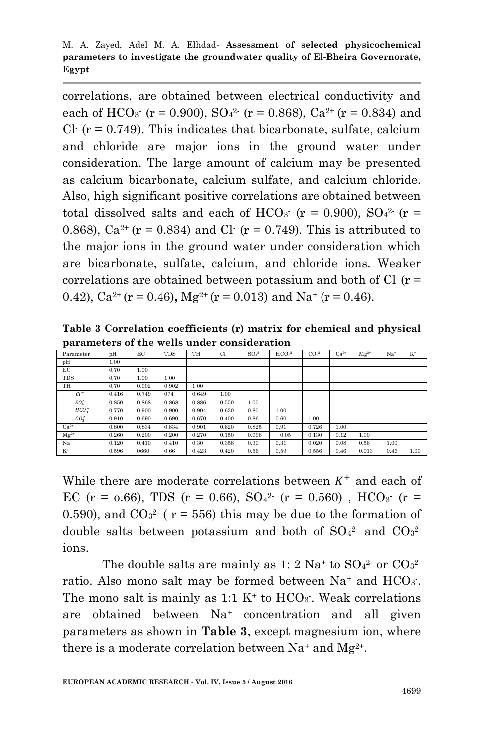correlations, are obtained between electrical conductivity and each of $HCO_3^-$ (r = 0.900), $SO_4^{2-}$ (r = 0.868), $Ca^{2+}$ (r = 0.834) and $Cl^-$ (r = 0.749). This indicates that bicarbonate, sulfate, calcium and chloride are major ions in the ground water under consideration. The large amount of calcium may be presented as calcium bicarbonate, calcium sulfate, and calcium chloride. Also, high significant positive correlations are obtained between total dissolved salts and each of $HCO_3^-$ (r = 0.900), $SO_4^{2-}$ (r = 0.868), $Ca^{2+}$ (r = 0.834) and $Cl^-$ (r = 0.749). This is attributed to the major ions in the ground water under consideration which are bicarbonate, sulfate, calcium, and chloride ions. Weaker correlations are obtained between potassium and both of $Cl^-$ (r = 0.42), $Ca^{2+}$ (r = 0.46), $Mg^{2+}$ (r = 0.013) and $Na^+$ (r = 0.46).

**Table 3 Correlation coefficients (r) matrix for chemical and physical parameters of the wells under consideration**

| Parameter | pH | EC | TDS | TH | $Cl^-$ | $SO_4^{2-}$ | $HCO_3^{2-}$ | $CO_3^{2-}$ | $Ca^{2+}$ | $Mg^{2+}$ | $Na^+$ | $K^+$ |
|---|---|---|---|---|---|---|---|---|---|---|---|---|
| pH | 1.00 | | | | | | | | | | | |
| EC | 0.70 | 1.00 | | | | | | | | | | |
| TDS | 0.70 | 1.00 | 1.00 | | | | | | | | | |
| TH | 0.70 | 0.902 | 0.902 | 1.00 | | | | | | | | |
| $Cl^-$ | 0.416 | 0.749 | 074 | 0.649 | 1.00 | | | | | | | |
| $SO_4^{2-}$ | 0.850 | 0.868 | 0.868 | 0.886 | 0.550 | 1.00 | | | | | | |
| $HCO_3^-$ | 0.770 | 0.900 | 0.900 | 0.904 | 0.630 | 0.80 | 1.00 | | | | | |
| $CO_3^{2-}$ | 0.910 | 0.690 | 0.690 | 0.670 | 0.400 | 0.86 | 0.60 | 1.00 | | | | |
| $Ca^{2+}$ | 0.800 | 0.834 | 0.834 | 0.901 | 0.620 | 0.825 | 0.91 | 0.726 | 1.00 | | | |
| $Mg^{2+}$ | 0.260 | 0.200 | 0.200 | 0.270 | 0.150 | 0.096 | 0.05 | 0.130 | 0.12 | 1.00 | | |
| $Na^+$ | 0.120 | 0.410 | 0.410 | 0.30 | 0.358 | 0.30 | 0.31 | 0.020 | 0.08 | 0.56 | 1.00 | |
| $K^+$ | 0.596 | 0660 | 0.66 | 0.423 | 0.420 | 0.56 | 0.59 | 0.556 | 0.46 | 0.013 | 0.46 | 1.00 |

While there are moderate correlations between $K^+$ and each of EC (r = o.66), TDS (r = 0.66), $SO_4^{2-}$ (r = 0.560) , $HCO_3^-$ (r = 0.590), and $CO_3^{2-}$ ( r = 556) this may be due to the formation of double salts between potassium and both of $SO_4^{2-}$ and $CO_3^{2-}$ ions.

The double salts are mainly as 1: 2 $Na^+$ to $SO_4^{2-}$ or $CO_3^{2-}$ ratio. Also mono salt may be formed between $Na^+$ and $HCO_3^-$. The mono salt is mainly as 1:1 $K^+$ to $HCO_3^-$. Weak correlations are obtained between $Na^+$ concentration and all given parameters as shown in **Table 3**, except magnesium ion, where there is a moderate correlation between $Na^+$ and $Mg^{2+}$.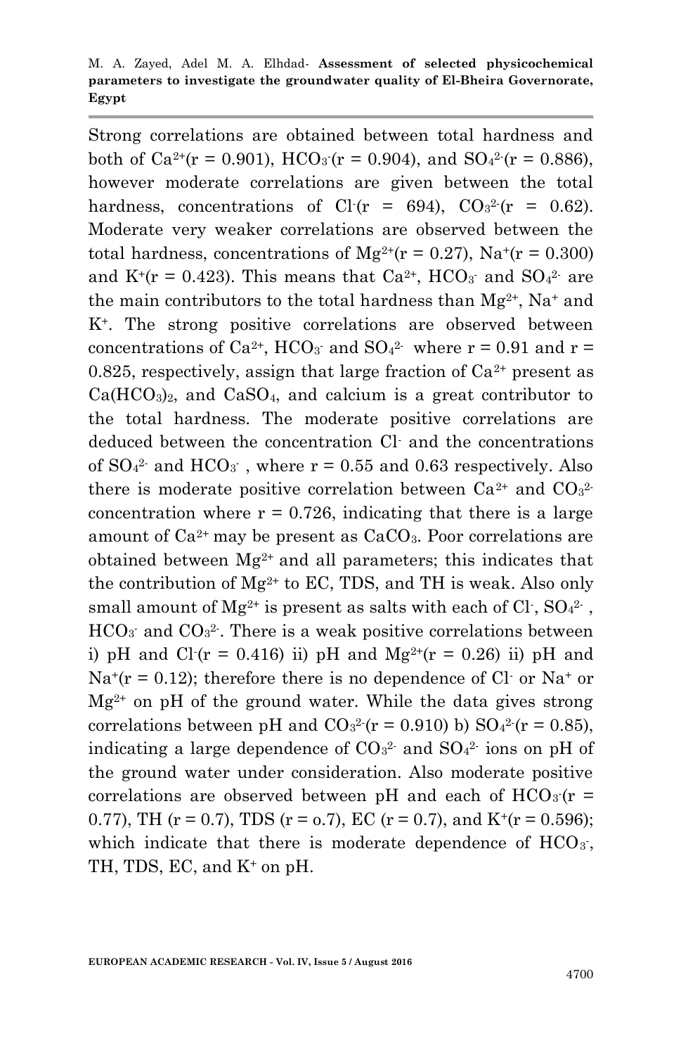Strong correlations are obtained between total hardness and both of $Ca^{2+}$(r = 0.901), $HCO_3^-$(r = 0.904), and $SO_4^{2-}$(r = 0.886), however moderate correlations are given between the total hardness, concentrations of $Cl^-$(r = 694), $CO_3^{2-}$(r = 0.62). Moderate very weaker correlations are observed between the total hardness, concentrations of $Mg^{2+}$(r = 0.27), $Na^+$(r = 0.300) and $K^+$(r = 0.423). This means that $Ca^{2+}$, $HCO_3^-$ and $SO_4^{2-}$ are the main contributors to the total hardness than $Mg^{2+}$, $Na^+$ and $K^+$. The strong positive correlations are observed between concentrations of $Ca^{2+}$, $HCO_3^-$ and $SO_4^{2-}$ where r = 0.91 and r = 0.825, respectively, assign that large fraction of $Ca^{2+}$ present as $Ca(HCO_3)_2$, and $CaSO_4$, and calcium is a great contributor to the total hardness. The moderate positive correlations are deduced between the concentration $Cl^-$ and the concentrations of $SO_4^{2-}$ and $HCO_3^-$ , where r = 0.55 and 0.63 respectively. Also there is moderate positive correlation between $Ca^{2+}$ and $CO_3^{2-}$ concentration where r = 0.726, indicating that there is a large amount of $Ca^{2+}$ may be present as $CaCO_3$. Poor correlations are obtained between $Mg^{2+}$ and all parameters; this indicates that the contribution of $Mg^{2+}$ to EC, TDS, and TH is weak. Also only small amount of $Mg^{2+}$ is present as salts with each of $Cl^-$, $SO_4^{2-}$ , $HCO_3^-$ and $CO_3^{2-}$. There is a weak positive correlations between i) pH and $Cl^-$(r = 0.416) ii) pH and $Mg^{2+}$(r = 0.26) ii) pH and $Na^+$(r = 0.12); therefore there is no dependence of $Cl^-$ or $Na^+$ or $Mg^{2+}$ on pH of the ground water. While the data gives strong correlations between pH and $CO_3^{2-}$(r = 0.910) b) $SO_4^{2-}$(r = 0.85), indicating a large dependence of $CO_3^{2-}$ and $SO_4^{2-}$ ions on pH of the ground water under consideration. Also moderate positive correlations are observed between pH and each of $HCO_3^-$(r = 0.77), TH (r = 0.7), TDS (r = o.7), EC (r = 0.7), and $K^+$(r = 0.596); which indicate that there is moderate dependence of $HCO_3^-$, TH, TDS, EC, and $K^+$ on pH.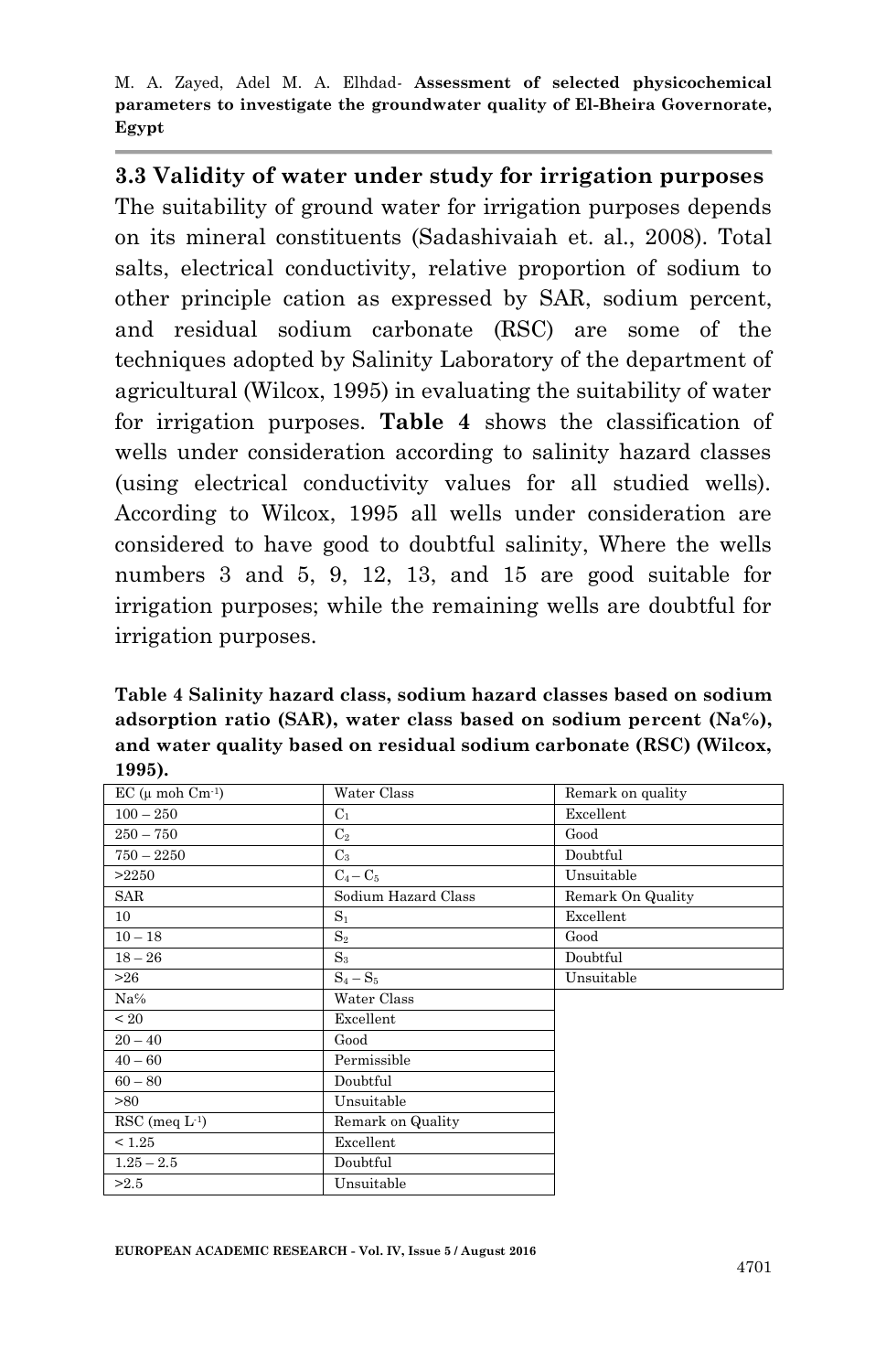### 3.3 Validity of water under study for irrigation purposes

The suitability of ground water for irrigation purposes depends on its mineral constituents (Sadashivaiah et. al., 2008). Total salts, electrical conductivity, relative proportion of sodium to other principle cation as expressed by SAR, sodium percent, and residual sodium carbonate (RSC) are some of the techniques adopted by Salinity Laboratory of the department of agricultural (Wilcox, 1995) in evaluating the suitability of water for irrigation purposes. **Table 4** shows the classification of wells under consideration according to salinity hazard classes (using electrical conductivity values for all studied wells). According to Wilcox, 1995 all wells under consideration are considered to have good to doubtful salinity, Where the wells numbers 3 and 5, 9, 12, 13, and 15 are good suitable for irrigation purposes; while the remaining wells are doubtful for irrigation purposes.

**Table 4 Salinity hazard class, sodium hazard classes based on sodium adsorption ratio (SAR), water class based on sodium percent (Na%), and water quality based on residual sodium carbonate (RSC) (Wilcox, 1995).**

| EC (µ moh $Cm^{-1}$) | Water Class | Remark on quality |
|---|---|---|
| 100 – 250 | $C_1$ | Excellent |
| 250 – 750 | $C_2$ | Good |
| 750 – 2250 | $C_3$ | Doubtful |
| >2250 | $C_4 – C_5$ | Unsuitable |
| SAR | Sodium Hazard Class | Remark On Quality |
| 10 | $S_1$ | Excellent |
| 10 – 18 | $S_2$ | Good |
| 18 – 26 | $S_3$ | Doubtful |
| >26 | $S_4 – S_5$ | Unsuitable |
| Na% | Water Class | |
| < 20 | Excellent | |
| 20 – 40 | Good | |
| 40 – 60 | Permissible | |
| 60 – 80 | Doubtful | |
| >80 | Unsuitable | |
| RSC (meq $L^{-1}$) | Remark on Quality | |
| < 1.25 | Excellent | |
| 1.25 – 2.5 | Doubtful | |
| >2.5 | Unsuitable | |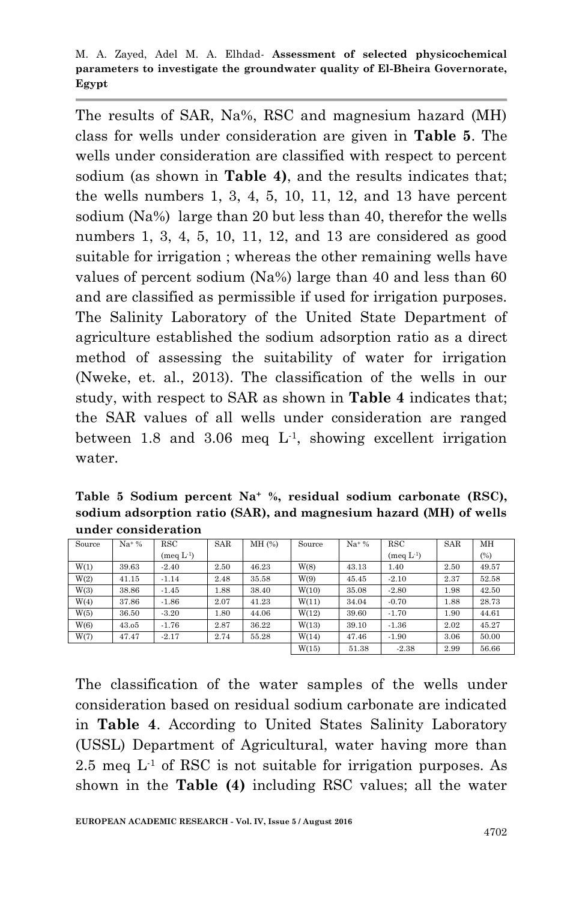The results of SAR, Na%, RSC and magnesium hazard (MH) class for wells under consideration are given in **Table 5**. The wells under consideration are classified with respect to percent sodium (as shown in **Table 4)**, and the results indicates that; the wells numbers 1, 3, 4, 5, 10, 11, 12, and 13 have percent sodium (Na%) large than 20 but less than 40, therefor the wells numbers 1, 3, 4, 5, 10, 11, 12, and 13 are considered as good suitable for irrigation ; whereas the other remaining wells have values of percent sodium (Na%) large than 40 and less than 60 and are classified as permissible if used for irrigation purposes. The Salinity Laboratory of the United State Department of agriculture established the sodium adsorption ratio as a direct method of assessing the suitability of water for irrigation (Nweke, et. al., 2013). The classification of the wells in our study, with respect to SAR as shown in **Table 4** indicates that; the SAR values of all wells under consideration are ranged between 1.8 and 3.06 meq $L^{-1}$, showing excellent irrigation water.

**Table 5 Sodium percent $Na^+$ %, residual sodium carbonate (RSC), sodium adsorption ratio (SAR), and magnesium hazard (MH) of wells under consideration**

| Source | $Na^+$ % | RSC (meq $L^{-1}$) | SAR | MH (%) | Source | $Na^+$ % | RSC (meq $L^{-1}$) | SAR | MH (%) |
|---|---|---|---|---|---|---|---|---|---|
| W(1) | 39.63 | -2.40 | 2.50 | 46.23 | W(8) | 43.13 | 1.40 | 2.50 | 49.57 |
| W(2) | 41.15 | -1.14 | 2.48 | 35.58 | W(9) | 45.45 | -2.10 | 2.37 | 52.58 |
| W(3) | 38.86 | -1.45 | 1.88 | 38.40 | W(10) | 35.08 | -2.80 | 1.98 | 42.50 |
| W(4) | 37.86 | -1.86 | 2.07 | 41.23 | W(11) | 34.04 | -0.70 | 1.88 | 28.73 |
| W(5) | 36.50 | -3.20 | 1.80 | 44.06 | W(12) | 39.60 | -1.70 | 1.90 | 44.61 |
| W(6) | 43.o5 | -1.76 | 2.87 | 36.22 | W(13) | 39.10 | -1.36 | 2.02 | 45.27 |
| W(7) | 47.47 | -2.17 | 2.74 | 55.28 | W(14) | 47.46 | -1.90 | 3.06 | 50.00 |
| | | | | | W(15) | 51.38 | -2.38 | 2.99 | 56.66 |

The classification of the water samples of the wells under consideration based on residual sodium carbonate are indicated in **Table 4**. According to United States Salinity Laboratory (USSL) Department of Agricultural, water having more than 2.5 meq $L^{-1}$ of RSC is not suitable for irrigation purposes. As shown in the **Table (4)** including RSC values; all the water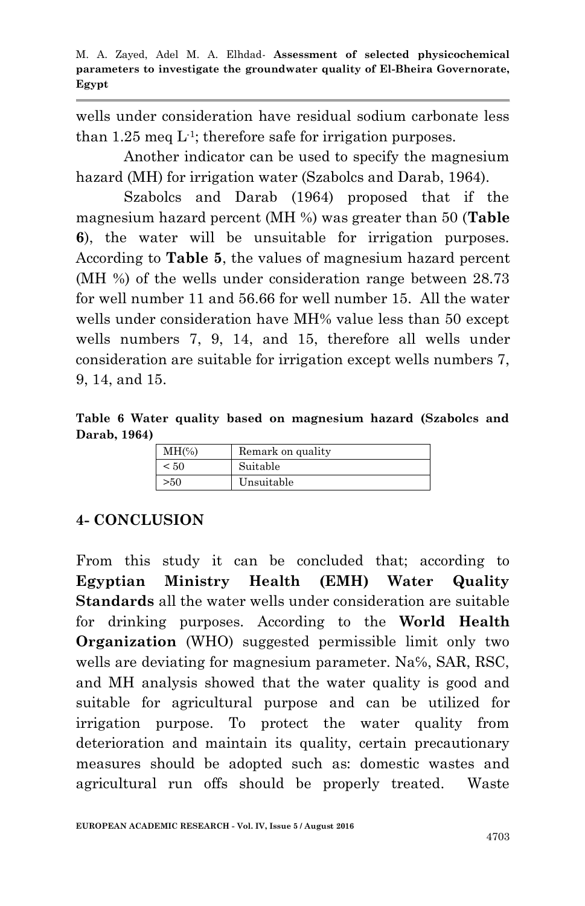wells under consideration have residual sodium carbonate less than 1.25 meq $L^{-1}$; therefore safe for irrigation purposes.

Another indicator can be used to specify the magnesium hazard (MH) for irrigation water (Szabolcs and Darab, 1964).

Szabolcs and Darab (1964) proposed that if the magnesium hazard percent (MH %) was greater than 50 (**Table 6**), the water will be unsuitable for irrigation purposes. According to **Table 5**, the values of magnesium hazard percent (MH %) of the wells under consideration range between 28.73 for well number 11 and 56.66 for well number 15. All the water wells under consideration have MH% value less than 50 except wells numbers 7, 9, 14, and 15, therefore all wells under consideration are suitable for irrigation except wells numbers 7, 9, 14, and 15.

**Table 6 Water quality based on magnesium hazard (Szabolcs and Darab, 1964)**

| MH(%) | Remark on quality |
|---|---|
| < 50 | Suitable |
| >50 | Unsuitable |

## 4- CONCLUSION

From this study it can be concluded that; according to **Egyptian Ministry Health (EMH) Water Quality Standards** all the water wells under consideration are suitable for drinking purposes. According to the **World Health Organization** (WHO) suggested permissible limit only two wells are deviating for magnesium parameter. Na%, SAR, RSC, and MH analysis showed that the water quality is good and suitable for agricultural purpose and can be utilized for irrigation purpose. To protect the water quality from deterioration and maintain its quality, certain precautionary measures should be adopted such as: domestic wastes and agricultural run offs should be properly treated. Waste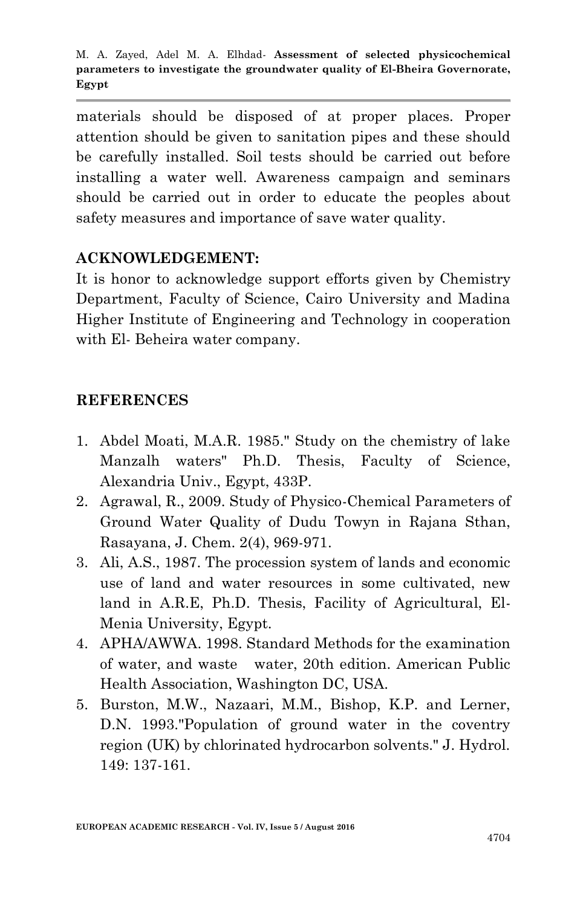materials should be disposed of at proper places. Proper attention should be given to sanitation pipes and these should be carefully installed. Soil tests should be carried out before installing a water well. Awareness campaign and seminars should be carried out in order to educate the peoples about safety measures and importance of save water quality.

## ACKNOWLEDGEMENT:

It is honor to acknowledge support efforts given by Chemistry Department, Faculty of Science, Cairo University and Madina Higher Institute of Engineering and Technology in cooperation with El- Beheira water company.

## REFERENCES

1. Abdel Moati, M.A.R. 1985." Study on the chemistry of lake Manzalh waters" Ph.D. Thesis, Faculty of Science, Alexandria Univ., Egypt, 433P.
2. Agrawal, R., 2009. Study of Physico-Chemical Parameters of Ground Water Quality of Dudu Towyn in Rajana Sthan, Rasayana, J. Chem. 2(4), 969-971.
3. Ali, A.S., 1987. The procession system of lands and economic use of land and water resources in some cultivated, new land in A.R.E, Ph.D. Thesis, Facility of Agricultural, El-Menia University, Egypt.
4. APHA/AWWA. 1998. Standard Methods for the examination of water, and waste water, 20th edition. American Public Health Association, Washington DC, USA.
5. Burston, M.W., Nazaari, M.M., Bishop, K.P. and Lerner, D.N. 1993."Population of ground water in the coventry region (UK) by chlorinated hydrocarbon solvents." J. Hydrol. 149: 137-161.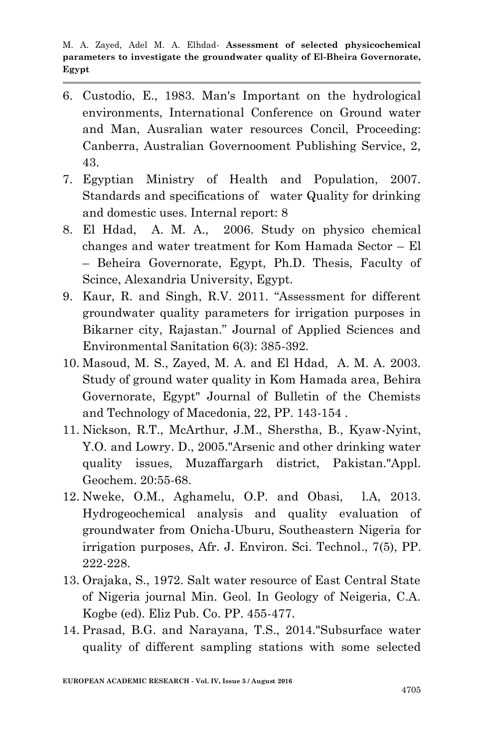6. Custodio, E., 1983. Man's Important on the hydrological environments, International Conference on Ground water and Man, Ausralian water resources Concil, Proceeding: Canberra, Australian Governooment Publishing Service, 2, 43.
7. Egyptian Ministry of Health and Population, 2007. Standards and specifications of water Quality for drinking and domestic uses. Internal report: 8
8. El Hdad, A. M. A., 2006. Study on physico chemical changes and water treatment for Kom Hamada Sector – El – Beheira Governorate, Egypt, Ph.D. Thesis, Faculty of Scince, Alexandria University, Egypt.
9. Kaur, R. and Singh, R.V. 2011. "Assessment for different groundwater quality parameters for irrigation purposes in Bikarner city, Rajastan." Journal of Applied Sciences and Environmental Sanitation 6(3): 385-392.
10. Masoud, M. S., Zayed, M. A. and El Hdad, A. M. A. 2003. Study of ground water quality in Kom Hamada area, Behira Governorate, Egypt" Journal of Bulletin of the Chemists and Technology of Macedonia, 22, PP. 143-154 .
11. Nickson, R.T., McArthur, J.M., Sherstha, B., Kyaw-Nyint, Y.O. and Lowry. D., 2005."Arsenic and other drinking water quality issues, Muzaffargarh district, Pakistan."Appl. Geochem. 20:55-68.
12. Nweke, O.M., Aghamelu, O.P. and Obasi, l.A, 2013. Hydrogeochemical analysis and quality evaluation of groundwater from Onicha-Uburu, Southeastern Nigeria for irrigation purposes, Afr. J. Environ. Sci. Technol., 7(5), PP. 222-228.
13. Orajaka, S., 1972. Salt water resource of East Central State of Nigeria journal Min. Geol. In Geology of Neigeria, C.A. Kogbe (ed). Eliz Pub. Co. PP. 455-477.
14. Prasad, B.G. and Narayana, T.S., 2014."Subsurface water quality of different sampling stations with some selected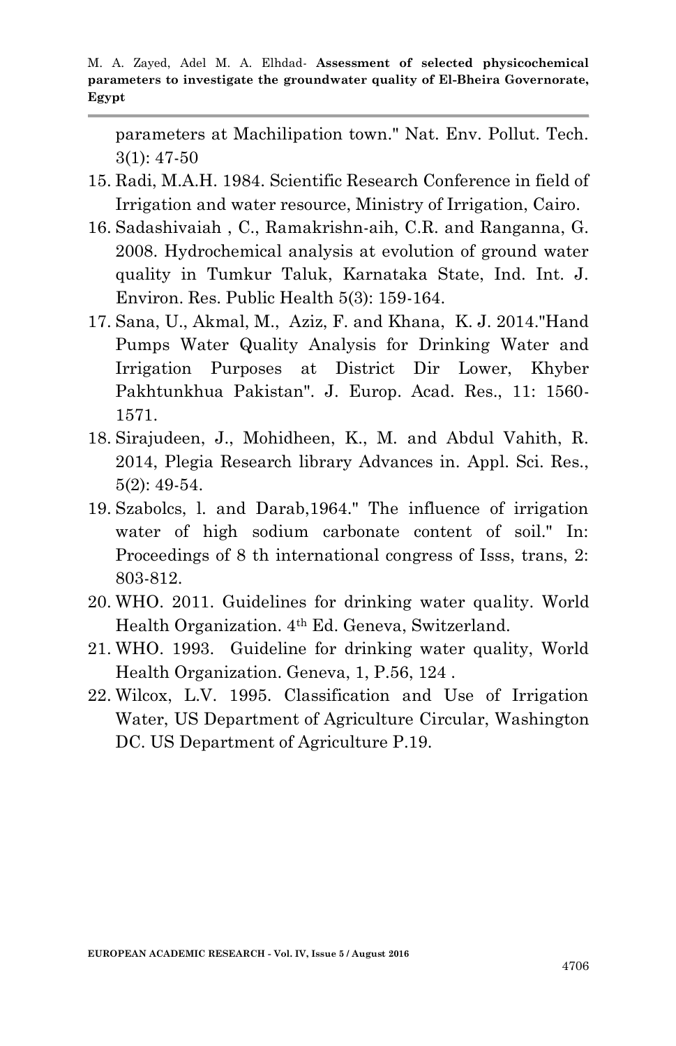parameters at Machilipation town." Nat. Env. Pollut. Tech. 3(1): 47-50

15. Radi, M.A.H. 1984. Scientific Research Conference in field of Irrigation and water resource, Ministry of Irrigation, Cairo.
16. Sadashivaiah , C., Ramakrishn-aih, C.R. and Ranganna, G. 2008. Hydrochemical analysis at evolution of ground water quality in Tumkur Taluk, Karnataka State, Ind. Int. J. Environ. Res. Public Health 5(3): 159-164.
17. Sana, U., Akmal, M., Aziz, F. and Khana, K. J. 2014."Hand Pumps Water Quality Analysis for Drinking Water and Irrigation Purposes at District Dir Lower, Khyber Pakhtunkhua Pakistan". J. Europ. Acad. Res., 11: 1560-1571.
18. Sirajudeen, J., Mohidheen, K., M. and Abdul Vahith, R. 2014, Plegia Research library Advances in. Appl. Sci. Res., 5(2): 49-54.
19. Szabolcs, l. and Darab,1964." The influence of irrigation water of high sodium carbonate content of soil." In: Proceedings of 8 th international congress of Isss, trans, 2: 803-812.
20. WHO. 2011. Guidelines for drinking water quality. World Health Organization. 4th Ed. Geneva, Switzerland.
21. WHO. 1993. Guideline for drinking water quality, World Health Organization. Geneva, 1, P.56, 124 .
22. Wilcox, L.V. 1995. Classification and Use of Irrigation Water, US Department of Agriculture Circular, Washington DC. US Department of Agriculture P.19.